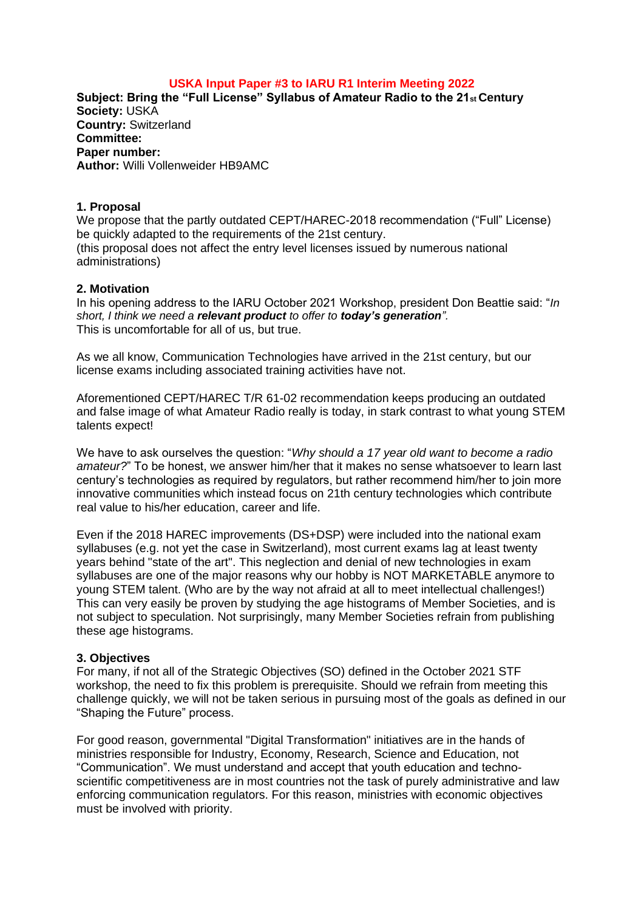**USKA Input Paper #3 to IARU R1 Interim Meeting 2022**

**Subject: Bring the "Full License" Syllabus of Amateur Radio to the 21st Century**
**Society:** USKA
**Country:** Switzerland
**Committee:**
**Paper number:**
**Author:** Willi Vollenweider HB9AMC

## 1. Proposal

We propose that the partly outdated CEPT/HAREC-2018 recommendation ("Full" License) be quickly adapted to the requirements of the 21st century.
(this proposal does not affect the entry level licenses issued by numerous national administrations)

## 2. Motivation

In his opening address to the IARU October 2021 Workshop, president Don Beattie said: "*In short, I think we need a **relevant product** to offer to **today's generation***".
This is uncomfortable for all of us, but true.

As we all know, Communication Technologies have arrived in the 21st century, but our license exams including associated training activities have not.

Aforementioned CEPT/HAREC T/R 61-02 recommendation keeps producing an outdated and false image of what Amateur Radio really is today, in stark contrast to what young STEM talents expect!

We have to ask ourselves the question: "*Why should a 17 year old want to become a radio amateur?*" To be honest, we answer him/her that it makes no sense whatsoever to learn last century's technologies as required by regulators, but rather recommend him/her to join more innovative communities which instead focus on 21th century technologies which contribute real value to his/her education, career and life.

Even if the 2018 HAREC improvements (DS+DSP) were included into the national exam syllabuses (e.g. not yet the case in Switzerland), most current exams lag at least twenty years behind "state of the art". This neglection and denial of new technologies in exam syllabuses are one of the major reasons why our hobby is NOT MARKETABLE anymore to young STEM talent. (Who are by the way not afraid at all to meet intellectual challenges!) This can very easily be proven by studying the age histograms of Member Societies, and is not subject to speculation. Not surprisingly, many Member Societies refrain from publishing these age histograms.

## 3. Objectives

For many, if not all of the Strategic Objectives (SO) defined in the October 2021 STF workshop, the need to fix this problem is prerequisite. Should we refrain from meeting this challenge quickly, we will not be taken serious in pursuing most of the goals as defined in our "Shaping the Future" process.

For good reason, governmental "Digital Transformation" initiatives are in the hands of ministries responsible for Industry, Economy, Research, Science and Education, not "Communication". We must understand and accept that youth education and techno-scientific competitiveness are in most countries not the task of purely administrative and law enforcing communication regulators. For this reason, ministries with economic objectives must be involved with priority.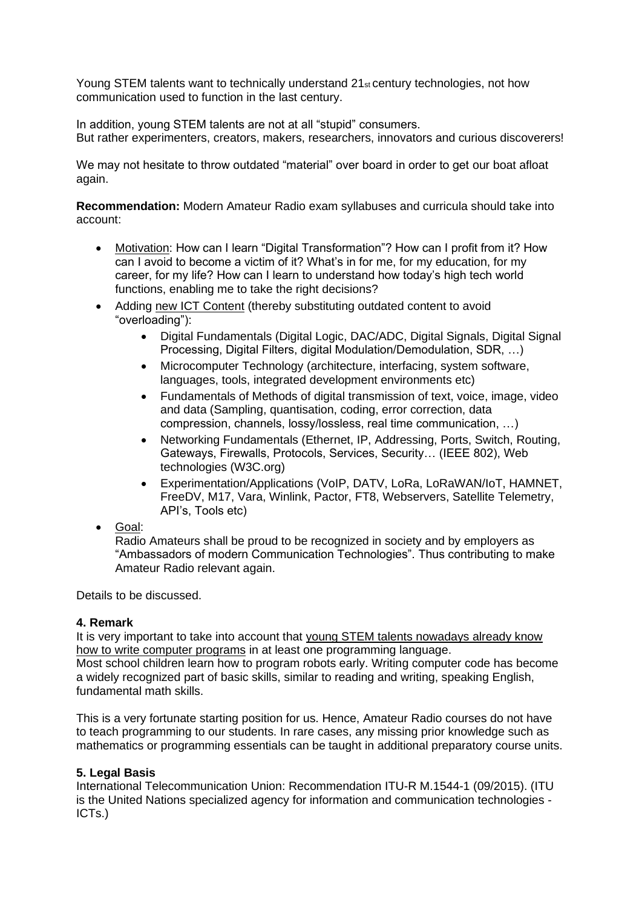Young STEM talents want to technically understand 21st century technologies, not how communication used to function in the last century.

In addition, young STEM talents are not at all "stupid" consumers.
But rather experimenters, creators, makers, researchers, innovators and curious discoverers!

We may not hesitate to throw outdated "material" over board in order to get our boat afloat again.

**Recommendation:** Modern Amateur Radio exam syllabuses and curricula should take into account:

- Motivation: How can I learn "Digital Transformation"? How can I profit from it? How can I avoid to become a victim of it? What's in for me, for my education, for my career, for my life? How can I learn to understand how today's high tech world functions, enabling me to take the right decisions?
- Adding new ICT Content (thereby substituting outdated content to avoid "overloading"):
  - Digital Fundamentals (Digital Logic, DAC/ADC, Digital Signals, Digital Signal Processing, Digital Filters, digital Modulation/Demodulation, SDR, …)
  - Microcomputer Technology (architecture, interfacing, system software, languages, tools, integrated development environments etc)
  - Fundamentals of Methods of digital transmission of text, voice, image, video and data (Sampling, quantisation, coding, error correction, data compression, channels, lossy/lossless, real time communication, …)
  - Networking Fundamentals (Ethernet, IP, Addressing, Ports, Switch, Routing, Gateways, Firewalls, Protocols, Services, Security… (IEEE 802), Web technologies (W3C.org)
  - Experimentation/Applications (VoIP, DATV, LoRa, LoRaWAN/IoT, HAMNET, FreeDV, M17, Vara, Winlink, Pactor, FT8, Webservers, Satellite Telemetry, API's, Tools etc)
- Goal:
  Radio Amateurs shall be proud to be recognized in society and by employers as "Ambassadors of modern Communication Technologies". Thus contributing to make Amateur Radio relevant again.

Details to be discussed.

### 4. Remark

It is very important to take into account that young STEM talents nowadays already know how to write computer programs in at least one programming language.
Most school children learn how to program robots early. Writing computer code has become a widely recognized part of basic skills, similar to reading and writing, speaking English, fundamental math skills.

This is a very fortunate starting position for us. Hence, Amateur Radio courses do not have to teach programming to our students. In rare cases, any missing prior knowledge such as mathematics or programming essentials can be taught in additional preparatory course units.

### 5. Legal Basis

International Telecommunication Union: Recommendation ITU-R M.1544-1 (09/2015). (ITU is the United Nations specialized agency for information and communication technologies - ICTs.)